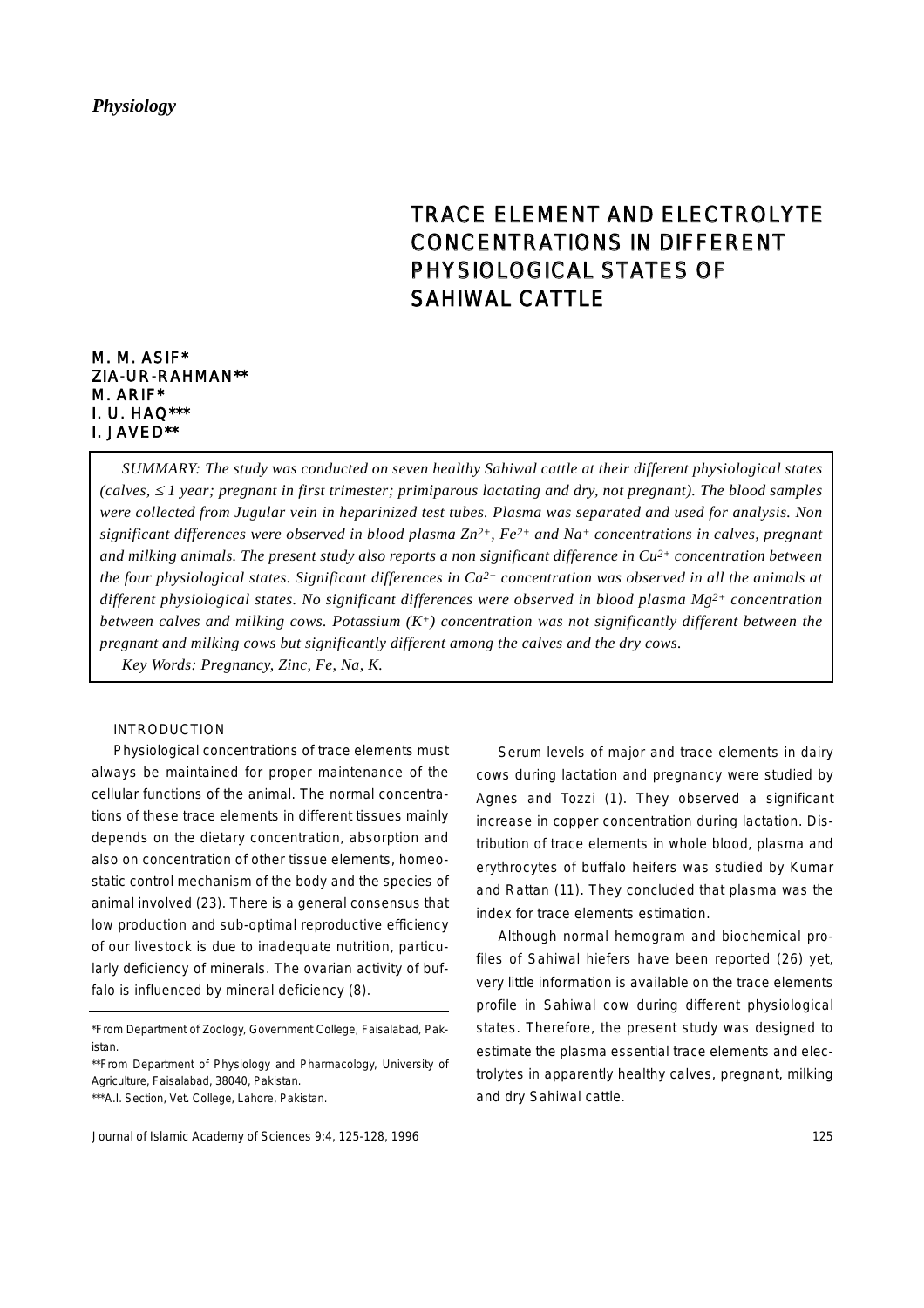*Physiology*

# TRACE ELEMENT AND ELECTROLYTE CONCENTRATIONS IN DIFFERENT PHYSIOLOGICAL STATES OF SAHIWAL CATTLE

**M. M. ASIF***
**ZIA-UR-RAHMAN****
**M. ARIF***
**I. U. HAQ*****
**I. JAVED****

*SUMMARY: The study was conducted on seven healthy Sahiwal cattle at their different physiological states (calves, ≤ 1 year; pregnant in first trimester; primiparous lactating and dry, not pregnant). The blood samples were collected from Jugular vein in heparinized test tubes. Plasma was separated and used for analysis. Non significant differences were observed in blood plasma $Zn^{2+}$, $Fe^{2+}$ and $Na^{+}$ concentrations in calves, pregnant and milking animals. The present study also reports a non significant difference in $Cu^{2+}$ concentration between the four physiological states. Significant differences in $Ca^{2+}$ concentration was observed in all the animals at different physiological states. No significant differences were observed in blood plasma $Mg^{2+}$ concentration between calves and milking cows. Potassium ($K^{+}$) concentration was not significantly different between the pregnant and milking cows but significantly different among the calves and the dry cows.*

*Key Words: Pregnancy, Zinc, Fe, Na, K.*

## INTRODUCTION

Physiological concentrations of trace elements must always be maintained for proper maintenance of the cellular functions of the animal. The normal concentrations of these trace elements in different tissues mainly depends on the dietary concentration, absorption and also on concentration of other tissue elements, homeostatic control mechanism of the body and the species of animal involved (23). There is a general consensus that low production and sub-optimal reproductive efficiency of our livestock is due to inadequate nutrition, particularly deficiency of minerals. The ovarian activity of buffalo is influenced by mineral deficiency (8).

Serum levels of major and trace elements in dairy cows during lactation and pregnancy were studied by Agnes and Tozzi (1). They observed a significant increase in copper concentration during lactation. Distribution of trace elements in whole blood, plasma and erythrocytes of buffalo heifers was studied by Kumar and Rattan (11). They concluded that plasma was the index for trace elements estimation.

Although normal hemogram and biochemical profiles of Sahiwal hiefers have been reported (26) yet, very little information is available on the trace elements profile in Sahiwal cow during different physiological states. Therefore, the present study was designed to estimate the plasma essential trace elements and electrolytes in apparently healthy calves, pregnant, milking and dry Sahiwal cattle.

*From Department of Zoology, Government College, Faisalabad, Pakistan.

**From Department of Physiology and Pharmacology, University of Agriculture, Faisalabad, 38040, Pakistan.

***A.I. Section, Vet. College, Lahore, Pakistan.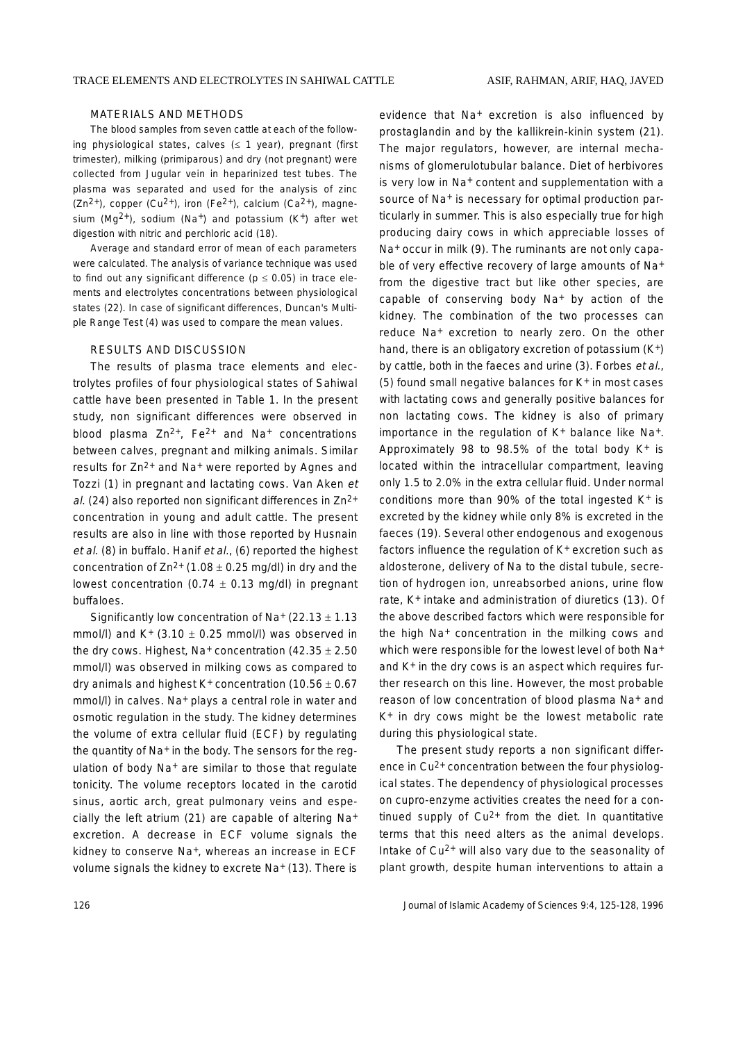## MATERIALS AND METHODS

The blood samples from seven cattle at each of the following physiological states, calves ($\leq$ 1 year), pregnant (first trimester), milking (primiparous) and dry (not pregnant) were collected from Jugular vein in heparinized test tubes. The plasma was separated and used for the analysis of zinc ($Zn^{2+}$), copper ($Cu^{2+}$), iron ($Fe^{2+}$), calcium ($Ca^{2+}$), magnesium ($Mg^{2+}$), sodium ($Na^{+}$) and potassium ($K^{+}$) after wet digestion with nitric and perchloric acid (18).

Average and standard error of mean of each parameters were calculated. The analysis of variance technique was used to find out any significant difference ($p \leq 0.05$) in trace elements and electrolytes concentrations between physiological states (22). In case of significant differences, Duncan's Multiple Range Test (4) was used to compare the mean values.

## RESULTS AND DISCUSSION

The results of plasma trace elements and electrolytes profiles of four physiological states of Sahiwal cattle have been presented in Table 1. In the present study, non significant differences were observed in blood plasma $Zn^{2+}$, $Fe^{2+}$ and $Na^{+}$ concentrations between calves, pregnant and milking animals. Similar results for $Zn^{2+}$ and $Na^{+}$ were reported by Agnes and Tozzi (1) in pregnant and lactating cows. Van Aken *et al.* (24) also reported non significant differences in $Zn^{2+}$ concentration in young and adult cattle. The present results are also in line with those reported by Husnain *et al.* (8) in buffalo. Hanif *et al.*, (6) reported the highest concentration of $Zn^{2+}$ ($1.08 \pm 0.25$ mg/dl) in dry and the lowest concentration ($0.74 \pm 0.13$ mg/dl) in pregnant buffaloes.

Significantly low concentration of $Na^{+}$ ($22.13 \pm 1.13$ mmol/l) and $K^{+}$ ($3.10 \pm 0.25$ mmol/l) was observed in the dry cows. Highest, $Na^{+}$ concentration ($42.35 \pm 2.50$ mmol/l) was observed in milking cows as compared to dry animals and highest $K^{+}$ concentration ($10.56 \pm 0.67$ mmol/l) in calves. $Na^{+}$ plays a central role in water and osmotic regulation in the study. The kidney determines the volume of extra cellular fluid (ECF) by regulating the quantity of $Na^{+}$ in the body. The sensors for the regulation of body $Na^{+}$ are similar to those that regulate tonicity. The volume receptors located in the carotid sinus, aortic arch, great pulmonary veins and especially the left atrium (21) are capable of altering $Na^{+}$ excretion. A decrease in ECF volume signals the kidney to conserve $Na^{+}$, whereas an increase in ECF volume signals the kidney to excrete $Na^{+}$ (13). There is evidence that $Na^{+}$ excretion is also influenced by prostaglandin and by the kallikrein-kinin system (21). The major regulators, however, are internal mechanisms of glomerulotubular balance. Diet of herbivores is very low in $Na^{+}$ content and supplementation with a source of $Na^{+}$ is necessary for optimal production particularly in summer. This is also especially true for high producing dairy cows in which appreciable losses of $Na^{+}$ occur in milk (9). The ruminants are not only capable of very effective recovery of large amounts of $Na^{+}$ from the digestive tract but like other species, are capable of conserving body $Na^{+}$ by action of the kidney. The combination of the two processes can reduce $Na^{+}$ excretion to nearly zero. On the other hand, there is an obligatory excretion of potassium ($K^{+}$) by cattle, both in the faeces and urine (3). Forbes *et al.*, (5) found small negative balances for $K^{+}$ in most cases with lactating cows and generally positive balances for non lactating cows. The kidney is also of primary importance in the regulation of $K^{+}$ balance like $Na^{+}$. Approximately 98 to 98.5% of the total body $K^{+}$ is located within the intracellular compartment, leaving only 1.5 to 2.0% in the extra cellular fluid. Under normal conditions more than 90% of the total ingested $K^{+}$ is excreted by the kidney while only 8% is excreted in the faeces (19). Several other endogenous and exogenous factors influence the regulation of $K^{+}$ excretion such as aldosterone, delivery of Na to the distal tubule, secretion of hydrogen ion, unreabsorbed anions, urine flow rate, $K^{+}$ intake and administration of diuretics (13). Of the above described factors which were responsible for the high $Na^{+}$ concentration in the milking cows and which were responsible for the lowest level of both $Na^{+}$ and $K^{+}$ in the dry cows is an aspect which requires further research on this line. However, the most probable reason of low concentration of blood plasma $Na^{+}$ and $K^{+}$ in dry cows might be the lowest metabolic rate during this physiological state.

The present study reports a non significant difference in $Cu^{2+}$ concentration between the four physiological states. The dependency of physiological processes on cupro-enzyme activities creates the need for a continued supply of $Cu^{2+}$ from the diet. In quantitative terms that this need alters as the animal develops. Intake of $Cu^{2+}$ will also vary due to the seasonality of plant growth, despite human interventions to attain a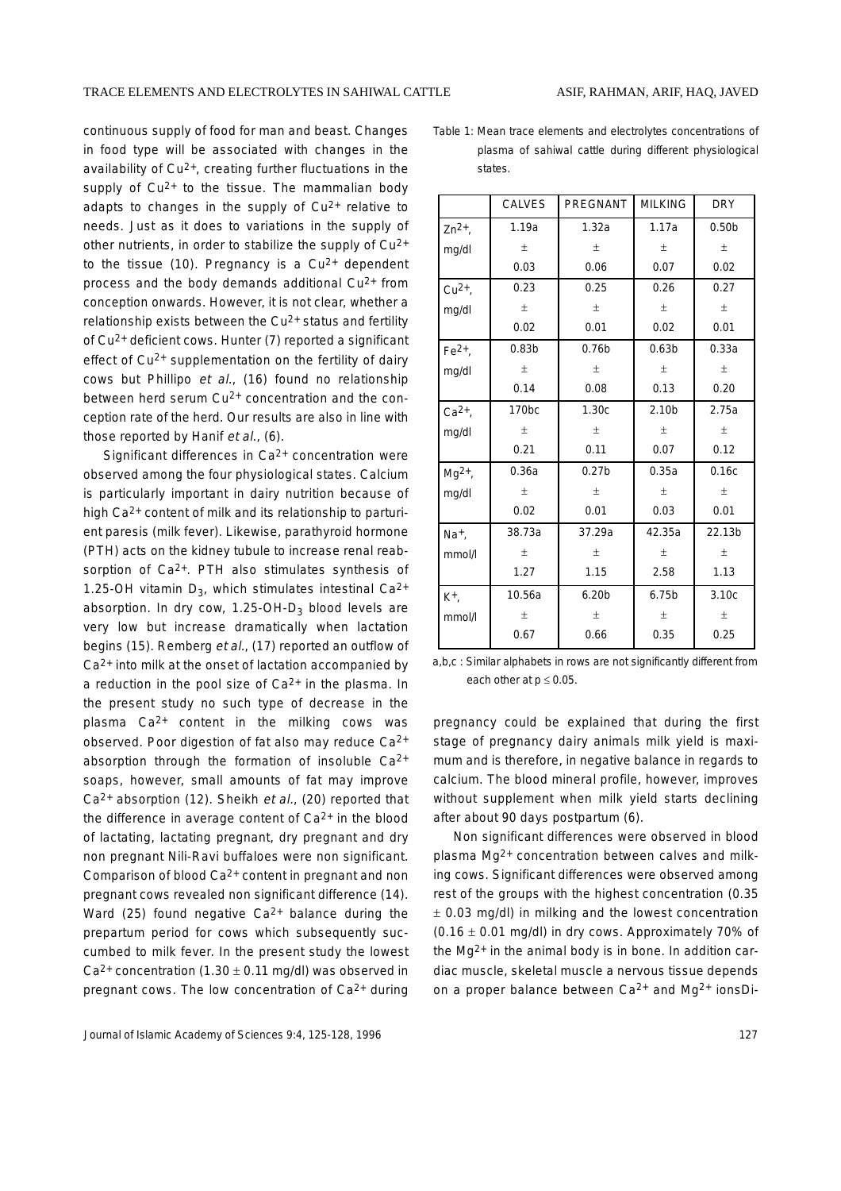continuous supply of food for man and beast. Changes in food type will be associated with changes in the availability of $Cu^{2+}$, creating further fluctuations in the supply of $Cu^{2+}$ to the tissue. The mammalian body adapts to changes in the supply of $Cu^{2+}$ relative to needs. Just as it does to variations in the supply of other nutrients, in order to stabilize the supply of $Cu^{2+}$ to the tissue (10). Pregnancy is a $Cu^{2+}$ dependent process and the body demands additional $Cu^{2+}$ from conception onwards. However, it is not clear, whether a relationship exists between the $Cu^{2+}$ status and fertility of $Cu^{2+}$ deficient cows. Hunter (7) reported a significant effect of $Cu^{2+}$ supplementation on the fertility of dairy cows but Phillipo *et al.*, (16) found no relationship between herd serum $Cu^{2+}$ concentration and the conception rate of the herd. Our results are also in line with those reported by Hanif *et al.*, (6).

Significant differences in $Ca^{2+}$ concentration were observed among the four physiological states. Calcium is particularly important in dairy nutrition because of high $Ca^{2+}$ content of milk and its relationship to parturient paresis (milk fever). Likewise, parathyroid hormone (PTH) acts on the kidney tubule to increase renal reabsorption of $Ca^{2+}$. PTH also stimulates synthesis of 1.25-OH vitamin $D_3$, which stimulates intestinal $Ca^{2+}$ absorption. In dry cow, 1.25-OH-$D_3$ blood levels are very low but increase dramatically when lactation begins (15). Remberg *et al.*, (17) reported an outflow of $Ca^{2+}$ into milk at the onset of lactation accompanied by a reduction in the pool size of $Ca^{2+}$ in the plasma. In the present study no such type of decrease in the plasma $Ca^{2+}$ content in the milking cows was observed. Poor digestion of fat also may reduce $Ca^{2+}$ absorption through the formation of insoluble $Ca^{2+}$ soaps, however, small amounts of fat may improve $Ca^{2+}$ absorption (12). Sheikh *et al.*, (20) reported that the difference in average content of $Ca^{2+}$ in the blood of lactating, lactating pregnant, dry pregnant and dry non pregnant Nili-Ravi buffaloes were non significant. Comparison of blood $Ca^{2+}$ content in pregnant and non pregnant cows revealed non significant difference (14). Ward (25) found negative $Ca^{2+}$ balance during the prepartum period for cows which subsequently succumbed to milk fever. In the present study the lowest $Ca^{2+}$ concentration ($1.30 \pm 0.11$ mg/dl) was observed in pregnant cows. The low concentration of $Ca^{2+}$ during pregnancy could be explained that during the first stage of pregnancy dairy animals milk yield is maximum and is therefore, in negative balance in regards to calcium. The blood mineral profile, however, improves without supplement when milk yield starts declining after about 90 days postpartum (6).

Table 1: Mean trace elements and electrolytes concentrations of plasma of sahiwal cattle during different physiological states.

| | CALVES | PREGNANT | MILKING | DRY |
|---|---|---|---|---|
| $Zn^{2+}$, mg/dl | 1.19a ± 0.03 | 1.32a ± 0.06 | 1.17a ± 0.07 | 0.50b ± 0.02 |
| $Cu^{2+}$, mg/dl | 0.23 ± 0.02 | 0.25 ± 0.01 | 0.26 ± 0.02 | 0.27 ± 0.01 |
| $Fe^{2+}$, mg/dl | 0.83b ± 0.14 | 0.76b ± 0.08 | 0.63b ± 0.13 | 0.33a ± 0.20 |
| $Ca^{2+}$, mg/dl | 170bc ± 0.21 | 1.30c ± 0.11 | 2.10b ± 0.07 | 2.75a ± 0.12 |
| $Mg^{2+}$, mg/dl | 0.36a ± 0.02 | 0.27b ± 0.01 | 0.35a ± 0.03 | 0.16c ± 0.01 |
| $Na^{+}$, mmol/l | 38.73a ± 1.27 | 37.29a ± 1.15 | 42.35a ± 2.58 | 22.13b ± 1.13 |
| $K^{+}$, mmol/l | 10.56a ± 0.67 | 6.20b ± 0.66 | 6.75b ± 0.35 | 3.10c ± 0.25 |

a,b,c : Similar alphabets in rows are not significantly different from each other at $p \leq 0.05$.

Non significant differences were observed in blood plasma $Mg^{2+}$ concentration between calves and milking cows. Significant differences were observed among rest of the groups with the highest concentration ($0.35 \pm 0.03$ mg/dl) in milking and the lowest concentration ($0.16 \pm 0.01$ mg/dl) in dry cows. Approximately 70% of the $Mg^{2+}$ in the animal body is in bone. In addition cardiac muscle, skeletal muscle a nervous tissue depends on a proper balance between $Ca^{2+}$ and $Mg^{2+}$ ionsDi-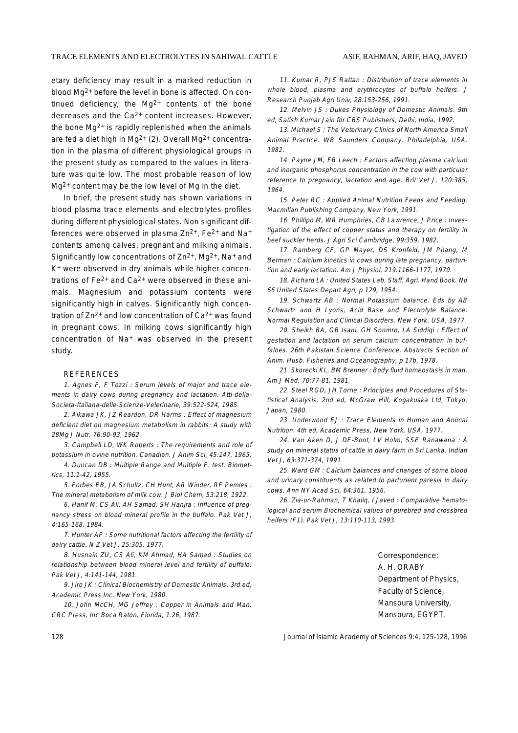etary deficiency may result in a marked reduction in blood $Mg^{2+}$ before the level in bone is affected. On continued deficiency, the $Mg^{2+}$ contents of the bone decreases and the $Ca^{2+}$ content increases. However, the bone $Mg^{2+}$ is rapidly replenished when the animals are fed a diet high in $Mg^{2+}$ (2). Overall $Mg^{2+}$ concentration in the plasma of different physiological groups in the present study as compared to the values in literature was quite low. The most probable reason of low $Mg^{2+}$ content may be the low level of Mg in the diet.

In brief, the present study has shown variations in blood plasma trace elements and electrolytes profiles during different physiological states. Non significant differences were observed in plasma $Zn^{2+}$, $Fe^{2+}$ and $Na^{+}$ contents among calves, pregnant and milking animals. Significantly low concentrations of $Zn^{2+}$, $Mg^{2+}$, $Na^{+}$ and $K^{+}$ were observed in dry animals while higher concentrations of $Fe^{2+}$ and $Ca^{2+}$ were observed in these animals. Magnesium and potassium contents were significantly high in calves. Significantly high concentration of $Zn^{2+}$ and low concentration of $Ca^{2+}$ was found in pregnant cows. In milking cows significantly high concentration of $Na^{+}$ was observed in the present study.

## REFERENCES

*1. Agnes F, F Tozzi : Serum levels of major and trace elements in dairy cows during pregnancy and lactation. Atti-della-Societa-Italiana-delle-Scienze-Velerinarie, 39:522-524, 1985.*

*2. Aikawa JK, JZ Reardon, DR Harms : Effect of magnesium deficient diet on magnesium metabolism in rabbits: A study with 28Mg J Nutr, 76:90-93, 1962.*

*3. Campbell LD, WK Roberts : The requirements and role of potassium in ovine nutrition. Canadian. J Anim Sci, 45:147, 1965.*

*4. Duncan DB : Multiple Range and Multiple F. test. Biometrics, 11:1-42, 1955.*

*5. Forbes EB, JA Schultz, CH Hunt, AR Winder, RF Pemles : The mineral metabolism of milk cow. J Biol Chem, 53:218, 1922.*

*6. Hanif M, CS Ali, AH Samad, SH Hanjra : Influence of pregnancy stress on blood mineral profile in the buffalo. Pak Vet J, 4:165-168, 1984.*

*7. Hunter AP : Some nutritional factors affecting the fertility of dairy cattle. N Z Vet J, 25:305, 1977.*

*8. Husnain ZU, CS Ali, KM Ahmad, HA Samad : Studies on relationship between blood mineral level and fertility of buffalo. Pak Vet J, 4:141-144, 1981.*

*9. Jiro JK : Clinical Biochemistry of Domestic Animals. 3rd ed, Academic Press Inc. New York, 1980.*

*10. John McCH, MG Jeffrey : Copper in Animals and Man. CRC Press, Inc Boca Raton, Florida, 1:26, 1987.*

*11. Kumar R, PJS Rattan : Distribution of trace elements in whole blood, plasma and erythrocytes of buffalo heifers. J Research Punjab Agri Univ, 28:153-256, 1991.*

*12. Melvin JS : Dukes Physiology of Domestic Animals. 9th ed, Satish Kumar Jain for CBS Publishers, Delhi, India, 1992.*

*13. Michael S : The Veterinary Clinics of North America Small Animal Practice. WB Saunders Company, Philadelphia, USA, 1982.*

*14. Payne JM, FB Leech : Factors affecting plasma calcium and inorganic phosphorus concentration in the cow with particular reference to pregnancy, lactation and age. Brit Vet J, 120:385, 1964.*

*15. Peter RC : Applied Animal Nutrition Feeds and Feeding. Macmillan Publishing Company, New York, 1991.*

*16. Phillipo M, WR Humphries, CB Lawrence, J Price : Investigation of the effect of copper status and therapy on fertility in beef suckler herds. J Agri Sci Cambridge, 99:359, 1982.*

*17. Ramberg CF, GP Mayer, DS Kronfeld, JM Phang, M Berman : Calcium kinetics in cows during late pregnancy, parturition and early lactation. Am J Physiol, 219:1166-1177, 1970.*

*18. Richard LA : United States Lab. Staff. Agri. Hand Book. No 66 United States Depart Agri, p 129, 1954.*

*19. Schwartz AB : Normal Potassium balance. Eds by AB Schwartz and H Lyons, Acid Base and Electrolyte Balance: Normal Regulation and Clinical Disorders. New York, USA, 1977.*

*20. Sheikh BA, GB Isani, GH Soomro, LA Siddiqi : Effect of gestation and lactation on serum calcium concentration in buffaloes. 26th Pakistan Science Conference. Abstracts Section of Anim. Husb. Fisheries and Oceanography, p 17b, 1978.*

*21. Skorecki KL, BM Brenner : Body fluid homeostasis in man. Am J Med, 70:77-81, 1981.*

*22. Steel RGD, JH Torrie : Principles and Procedures of Statistical Analysis. 2nd ed, McGraw Hill, Kogakuska Ltd, Tokyo, Japan, 1980.*

*23. Underwood EJ : Trace Elements in Human and Animal Nutrition. 4th ed, Academic Press, New York, USA, 1977.*

*24. Van Aken D, J DE-Bont, LV Holm, SSE Ranawana : A study on mineral status of cattle in dairy farm in Sri Lanka. Indian Vet J, 63:371-374, 1991.*

*25. Ward GM : Calcium balances and changes of some blood and urinary constituents as related to parturient paresis in dairy cows. Ann NY Acad Sci, 64:361, 1956.*

*26. Zia-ur-Rahman, T Khaliq, I Javed : Comparative hematological and serum Biochemical values of purebred and crossbred heifers (F1). Pak Vet J, 13:110-113, 1993.*

Correspondence:
A. H. ORABY
Department of Physics,
Faculty of Science,
Mansoura University,
Mansoura, EGYPT.